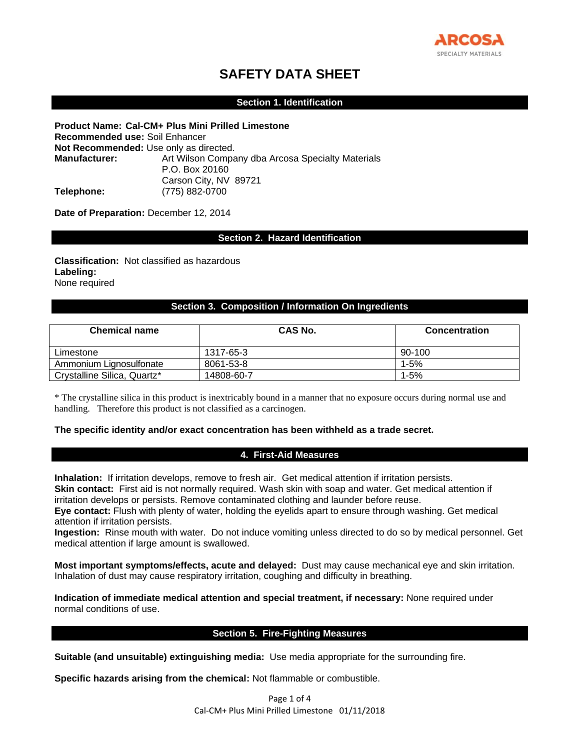ARCOSA SPECIALTY MATERIALS

# SAFETY DATA SHEET

## Section 1. Identification

**Product Name: Cal-CM+ Plus Mini Prilled Limestone**
**Recommended use:** Soil Enhancer
**Not Recommended:** Use only as directed.
**Manufacturer:** Art Wilson Company dba Arcosa Specialty Materials
P.O. Box 20160
Carson City, NV 89721
**Telephone:** (775) 882-0700

**Date of Preparation:** December 12, 2014

## Section 2. Hazard Identification

**Classification:** Not classified as hazardous
**Labeling:**
None required

## Section 3. Composition / Information On Ingredients

| Chemical name | CAS No. | Concentration |
|---|---|---|
| Limestone | 1317-65-3 | 90-100 |
| Ammonium Lignosulfonate | 8061-53-8 | 1-5% |
| Crystalline Silica, Quartz* | 14808-60-7 | 1-5% |

* The crystalline silica in this product is inextricably bound in a manner that no exposure occurs during normal use and handling. Therefore this product is not classified as a carcinogen.

**The specific identity and/or exact concentration has been withheld as a trade secret.**

## 4. First-Aid Measures

**Inhalation:** If irritation develops, remove to fresh air. Get medical attention if irritation persists.
**Skin contact:** First aid is not normally required. Wash skin with soap and water. Get medical attention if irritation develops or persists. Remove contaminated clothing and launder before reuse.
**Eye contact:** Flush with plenty of water, holding the eyelids apart to ensure through washing. Get medical attention if irritation persists.
**Ingestion:** Rinse mouth with water. Do not induce vomiting unless directed to do so by medical personnel. Get medical attention if large amount is swallowed.

**Most important symptoms/effects, acute and delayed:** Dust may cause mechanical eye and skin irritation. Inhalation of dust may cause respiratory irritation, coughing and difficulty in breathing.

**Indication of immediate medical attention and special treatment, if necessary:** None required under normal conditions of use.

## Section 5. Fire-Fighting Measures

**Suitable (and unsuitable) extinguishing media:** Use media appropriate for the surrounding fire.

**Specific hazards arising from the chemical:** Not flammable or combustible.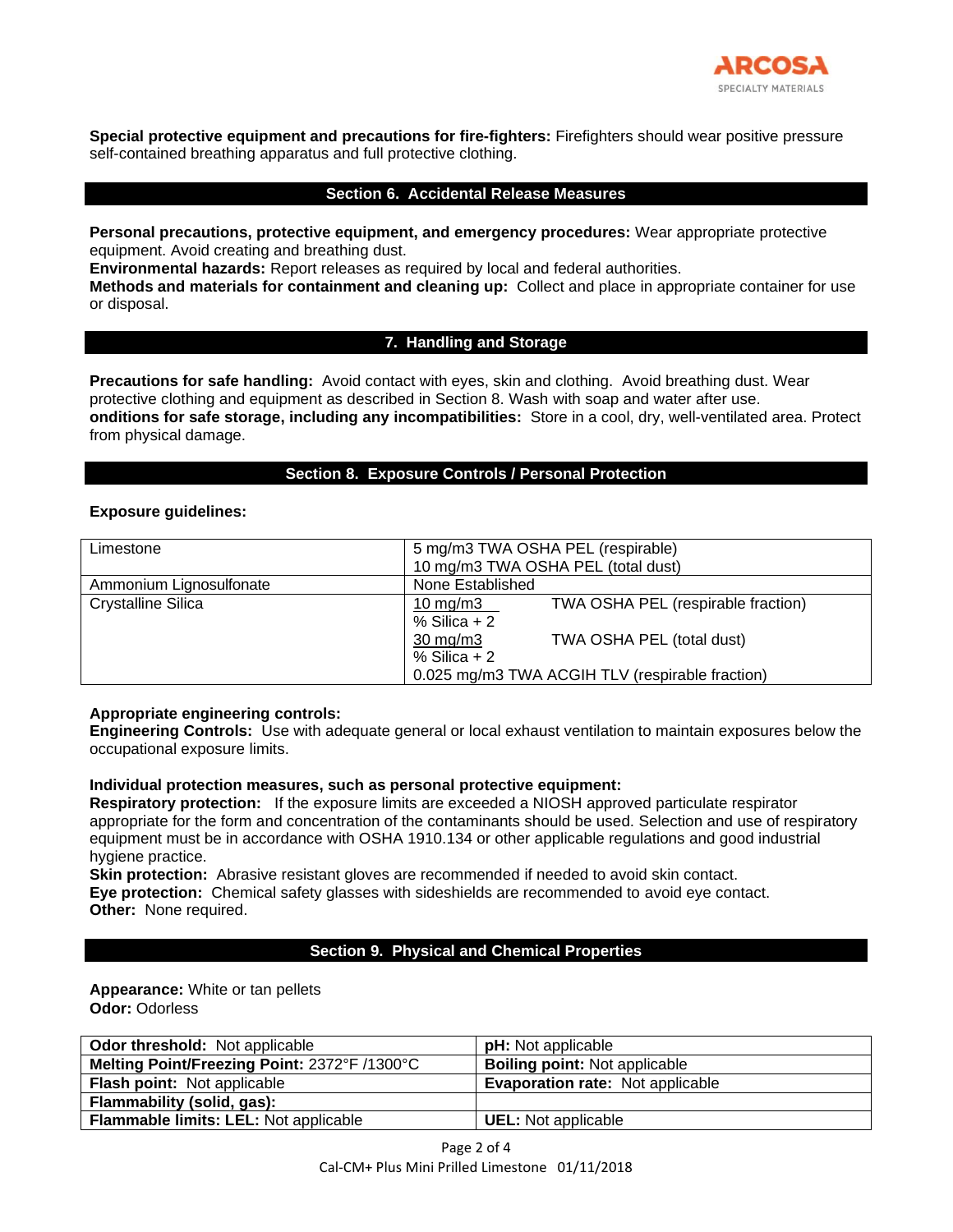**Special protective equipment and precautions for fire-fighters:** Firefighters should wear positive pressure self-contained breathing apparatus and full protective clothing.

## Section 6. Accidental Release Measures

**Personal precautions, protective equipment, and emergency procedures:** Wear appropriate protective equipment. Avoid creating and breathing dust.
**Environmental hazards:** Report releases as required by local and federal authorities.
**Methods and materials for containment and cleaning up:** Collect and place in appropriate container for use or disposal.

## 7. Handling and Storage

**Precautions for safe handling:** Avoid contact with eyes, skin and clothing. Avoid breathing dust. Wear protective clothing and equipment as described in Section 8. Wash with soap and water after use.
**onditions for safe storage, including any incompatibilities:** Store in a cool, dry, well-ventilated area. Protect from physical damage.

## Section 8. Exposure Controls / Personal Protection

**Exposure guidelines:**

| | |
|---|---|
| Limestone | 5 mg/m3 TWA OSHA PEL (respirable)<br>10 mg/m3 TWA OSHA PEL (total dust) |
| Ammonium Lignosulfonate | None Established |
| Crystalline Silica | $\frac{10 \text{ mg/m3}}{\text{\% Silica} + 2}$ TWA OSHA PEL (respirable fraction)<br>$\frac{30 \text{ mg/m3}}{\text{\% Silica} + 2}$ TWA OSHA PEL (total dust)<br>0.025 mg/m3 TWA ACGIH TLV (respirable fraction) |

**Appropriate engineering controls:**
**Engineering Controls:** Use with adequate general or local exhaust ventilation to maintain exposures below the occupational exposure limits.

**Individual protection measures, such as personal protective equipment:**
**Respiratory protection:** If the exposure limits are exceeded a NIOSH approved particulate respirator appropriate for the form and concentration of the contaminants should be used. Selection and use of respiratory equipment must be in accordance with OSHA 1910.134 or other applicable regulations and good industrial hygiene practice.
**Skin protection:** Abrasive resistant gloves are recommended if needed to avoid skin contact.
**Eye protection:** Chemical safety glasses with sideshields are recommended to avoid eye contact.
**Other:** None required.

## Section 9. Physical and Chemical Properties

**Appearance:** White or tan pellets
**Odor:** Odorless

| | |
|---|---|
| **Odor threshold:** Not applicable | **pH:** Not applicable |
| **Melting Point/Freezing Point:** 2372°F /1300°C | **Boiling point:** Not applicable |
| **Flash point:** Not applicable | **Evaporation rate:** Not applicable |
| **Flammability (solid, gas):** | |
| **Flammable limits: LEL:** Not applicable | **UEL:** Not applicable |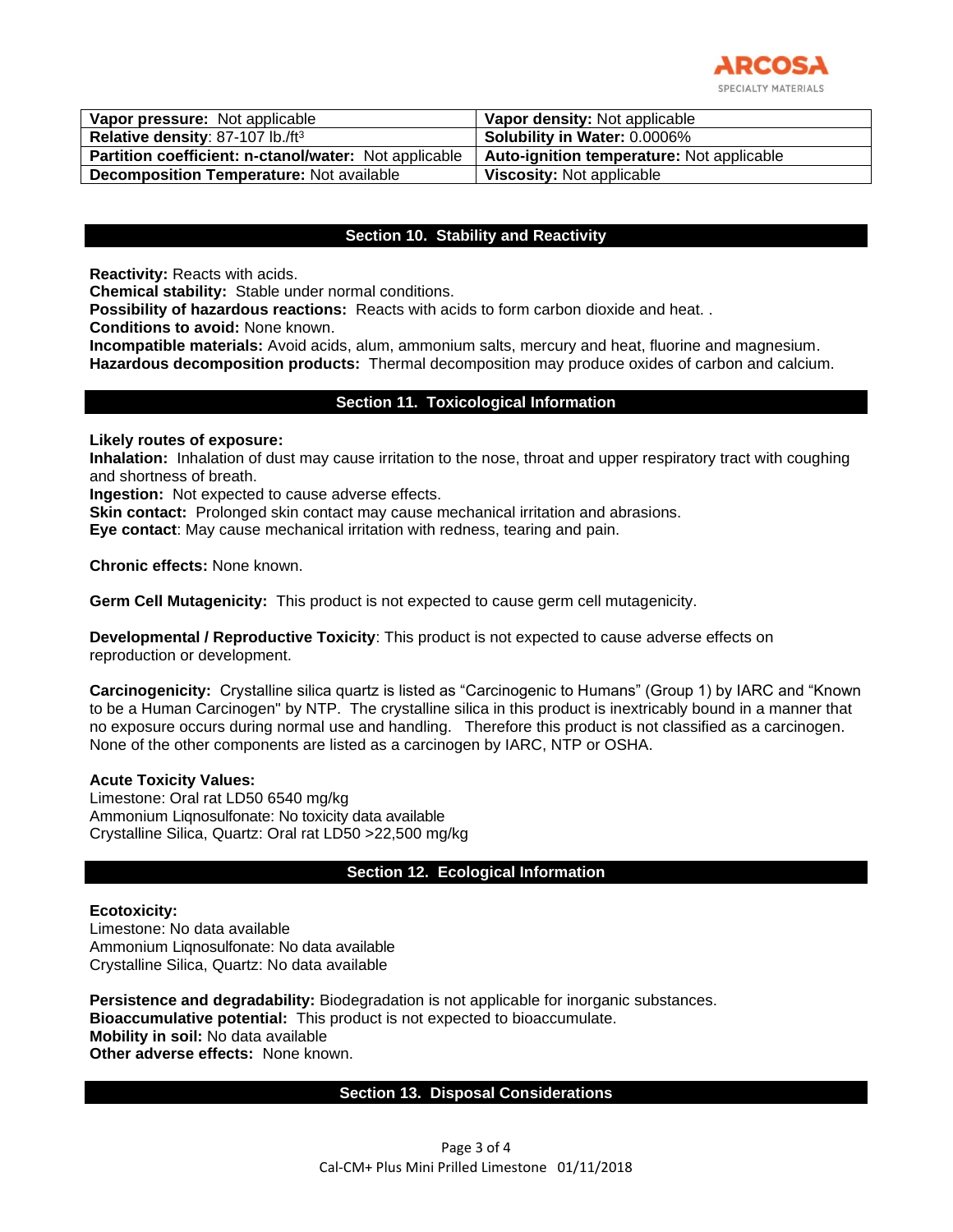| Vapor pressure: Not applicable | Vapor density: Not applicable |
|---|---|
| Relative density: 87-107 lb./ft$^3$ | Solubility in Water: 0.0006% |
| Partition coefficient: n-ctanol/water: Not applicable | Auto-ignition temperature: Not applicable |
| Decomposition Temperature: Not available | Viscosity: Not applicable |

## Section 10. Stability and Reactivity

**Reactivity:** Reacts with acids.
**Chemical stability:** Stable under normal conditions.
**Possibility of hazardous reactions:** Reacts with acids to form carbon dioxide and heat. .
**Conditions to avoid:** None known.
**Incompatible materials:** Avoid acids, alum, ammonium salts, mercury and heat, fluorine and magnesium.
**Hazardous decomposition products:** Thermal decomposition may produce oxides of carbon and calcium.

## Section 11. Toxicological Information

**Likely routes of exposure:**
**Inhalation:** Inhalation of dust may cause irritation to the nose, throat and upper respiratory tract with coughing and shortness of breath.
**Ingestion:** Not expected to cause adverse effects.
**Skin contact:** Prolonged skin contact may cause mechanical irritation and abrasions.
**Eye contact**: May cause mechanical irritation with redness, tearing and pain.

**Chronic effects:** None known.

**Germ Cell Mutagenicity:** This product is not expected to cause germ cell mutagenicity.

**Developmental / Reproductive Toxicity**: This product is not expected to cause adverse effects on reproduction or development.

**Carcinogenicity:** Crystalline silica quartz is listed as "Carcinogenic to Humans" (Group 1) by IARC and "Known to be a Human Carcinogen" by NTP. The crystalline silica in this product is inextricably bound in a manner that no exposure occurs during normal use and handling. Therefore this product is not classified as a carcinogen. None of the other components are listed as a carcinogen by IARC, NTP or OSHA.

**Acute Toxicity Values:**
Limestone: Oral rat LD50 6540 mg/kg
Ammonium Liqnosulfonate: No toxicity data available
Crystalline Silica, Quartz: Oral rat LD50 >22,500 mg/kg

## Section 12. Ecological Information

**Ecotoxicity:**
Limestone: No data available
Ammonium Liqnosulfonate: No data available
Crystalline Silica, Quartz: No data available

**Persistence and degradability:** Biodegradation is not applicable for inorganic substances.
**Bioaccumulative potential:** This product is not expected to bioaccumulate.
**Mobility in soil:** No data available
**Other adverse effects:** None known.

## Section 13. Disposal Considerations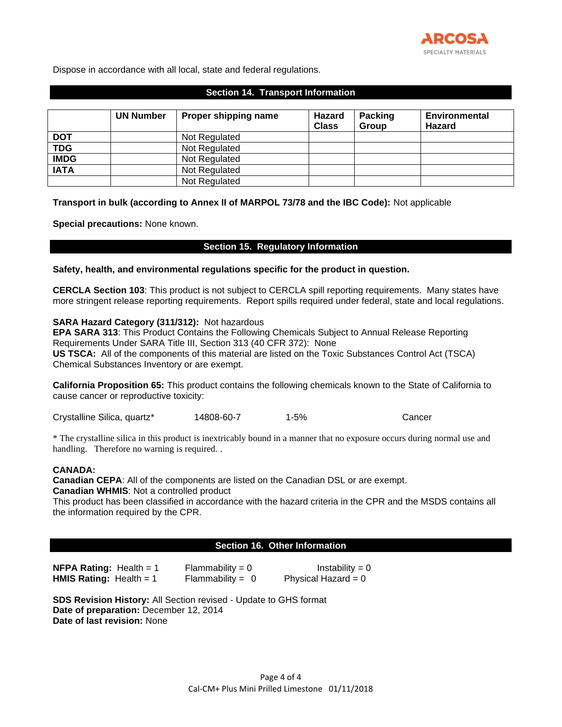Dispose in accordance with all local, state and federal regulations.

## Section 14. Transport Information

| | UN Number | Proper shipping name | Hazard Class | Packing Group | Environmental Hazard |
|---|---|---|---|---|---|
| **DOT** | | Not Regulated | | | |
| **TDG** | | Not Regulated | | | |
| **IMDG** | | Not Regulated | | | |
| **IATA** | | Not Regulated | | | |
| | | Not Regulated | | | |

**Transport in bulk (according to Annex II of MARPOL 73/78 and the IBC Code):** Not applicable

**Special precautions:** None known.

## Section 15. Regulatory Information

**Safety, health, and environmental regulations specific for the product in question.**

**CERCLA Section 103**: This product is not subject to CERCLA spill reporting requirements. Many states have more stringent release reporting requirements. Report spills required under federal, state and local regulations.

**SARA Hazard Category (311/312):** Not hazardous
**EPA SARA 313**: This Product Contains the Following Chemicals Subject to Annual Release Reporting Requirements Under SARA Title III, Section 313 (40 CFR 372): None
**US TSCA:** All of the components of this material are listed on the Toxic Substances Control Act (TSCA) Chemical Substances Inventory or are exempt.

**California Proposition 65:** This product contains the following chemicals known to the State of California to cause cancer or reproductive toxicity:

| | | | |
|---|---|---|---|
| Crystalline Silica, quartz* | 14808-60-7 | 1-5% | Cancer |

* The crystalline silica in this product is inextricably bound in a manner that no exposure occurs during normal use and handling. Therefore no warning is required. .

**CANADA:**
**Canadian CEPA**: All of the components are listed on the Canadian DSL or are exempt.
**Canadian WHMIS**: Not a controlled product
This product has been classified in accordance with the hazard criteria in the CPR and the MSDS contains all the information required by the CPR.

## Section 16. Other Information

**NFPA Rating:** Health = 1 Flammability = 0 Instability = 0
**HMIS Rating:** Health = 1 Flammability = 0 Physical Hazard = 0

**SDS Revision History:** All Section revised - Update to GHS format
**Date of preparation:** December 12, 2014
**Date of last revision:** None